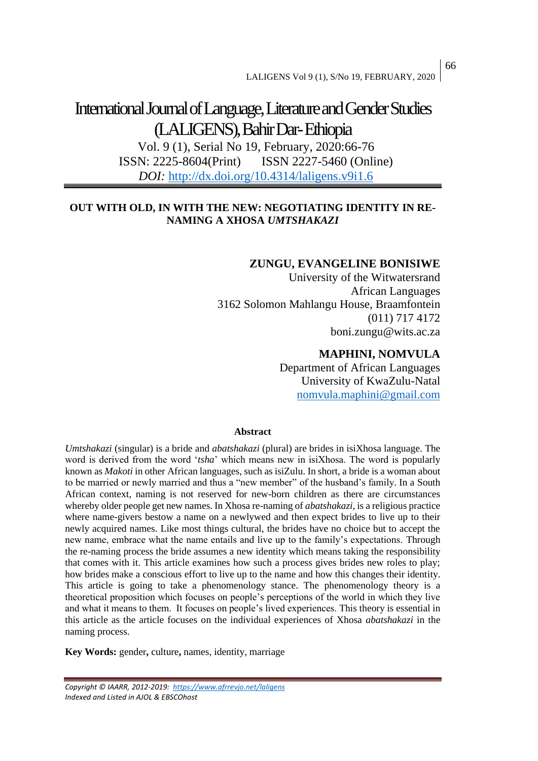# International Journal of Language, Literature and Gender Studies (LALIGENS), Bahir Dar- Ethiopia

Vol. 9 (1), Serial No 19, February, 2020:66-76
ISSN: 2225-8604(Print) ISSN 2227-5460 (Online)
*DOI:* http://dx.doi.org/10.4314/laligens.v9i1.6

## OUT WITH OLD, IN WITH THE NEW: NEGOTIATING IDENTITY IN RE-NAMING A XHOSA *UMTSHAKAZI*

**ZUNGU, EVANGELINE BONISIWE**
University of the Witwatersrand
African Languages
3162 Solomon Mahlangu House, Braamfontein
(011) 717 4172
boni.zungu@wits.ac.za

**MAPHINI, NOMVULA**
Department of African Languages
University of KwaZulu-Natal
nomvula.maphini@gmail.com

### Abstract

*Umtshakazi* (singular) is a bride and *abatshakazi* (plural) are brides in isiXhosa language. The word is derived from the word '*tsha*' which means new in isiXhosa. The word is popularly known as *Makoti* in other African languages, such as isiZulu. In short, a bride is a woman about to be married or newly married and thus a "new member" of the husband's family. In a South African context, naming is not reserved for new-born children as there are circumstances whereby older people get new names. In Xhosa re-naming of *abatshakazi*, is a religious practice where name-givers bestow a name on a newlywed and then expect brides to live up to their newly acquired names. Like most things cultural, the brides have no choice but to accept the new name, embrace what the name entails and live up to the family's expectations. Through the re-naming process the bride assumes a new identity which means taking the responsibility that comes with it. This article examines how such a process gives brides new roles to play; how brides make a conscious effort to live up to the name and how this changes their identity. This article is going to take a phenomenology stance. The phenomenology theory is a theoretical proposition which focuses on people's perceptions of the world in which they live and what it means to them. It focuses on people's lived experiences. This theory is essential in this article as the article focuses on the individual experiences of Xhosa *abatshakazi* in the naming process.

**Key Words:** gender**,** culture**,** names, identity, marriage

*Copyright © IAARR, 2012-2019: https://www.afrrevjo.net/laligens*
*Indexed and Listed in AJOL & EBSCOhost*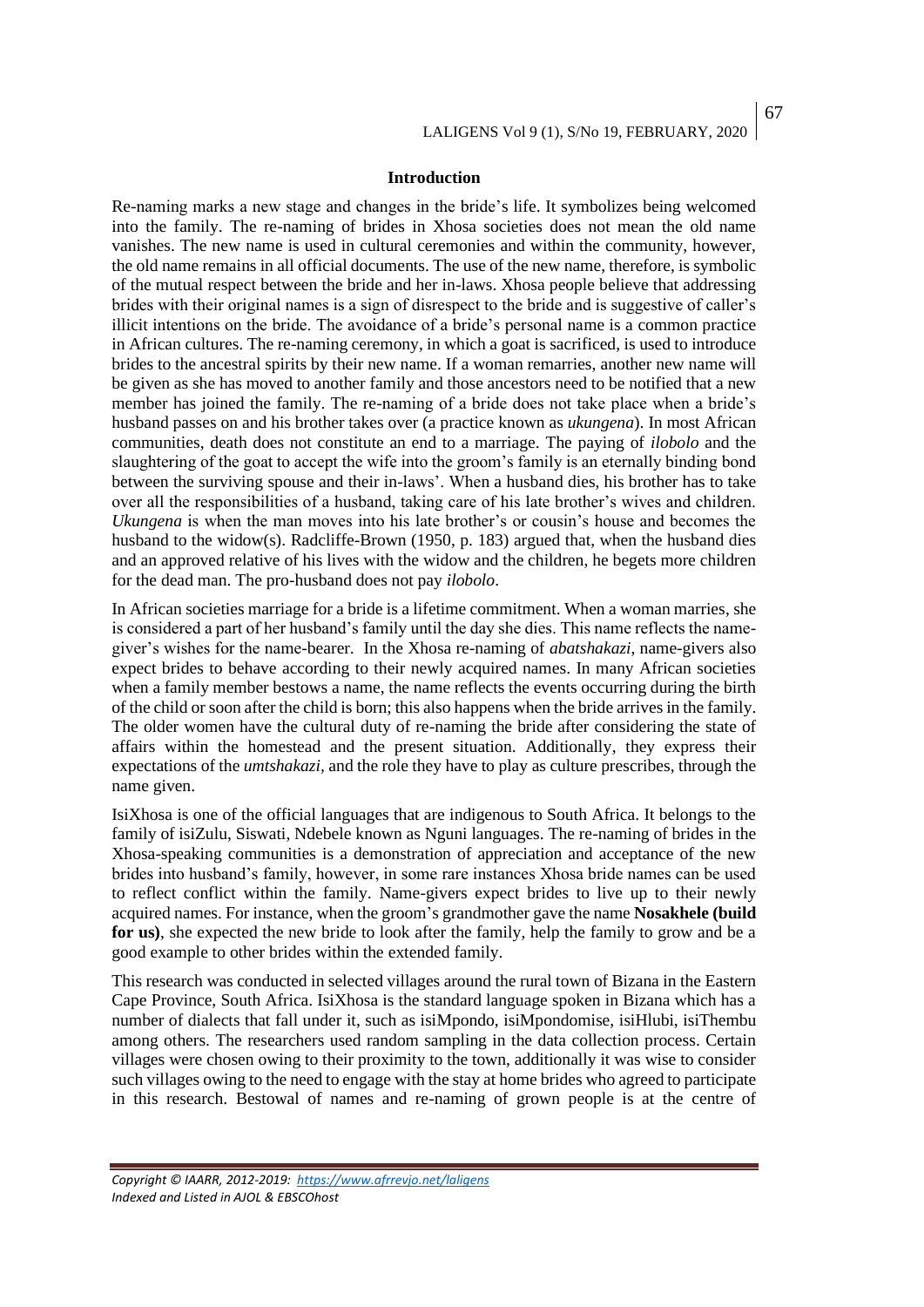## Introduction

Re-naming marks a new stage and changes in the bride's life. It symbolizes being welcomed into the family. The re-naming of brides in Xhosa societies does not mean the old name vanishes. The new name is used in cultural ceremonies and within the community, however, the old name remains in all official documents. The use of the new name, therefore, is symbolic of the mutual respect between the bride and her in-laws. Xhosa people believe that addressing brides with their original names is a sign of disrespect to the bride and is suggestive of caller's illicit intentions on the bride. The avoidance of a bride's personal name is a common practice in African cultures. The re-naming ceremony, in which a goat is sacrificed, is used to introduce brides to the ancestral spirits by their new name. If a woman remarries, another new name will be given as she has moved to another family and those ancestors need to be notified that a new member has joined the family. The re-naming of a bride does not take place when a bride's husband passes on and his brother takes over (a practice known as *ukungena*). In most African communities, death does not constitute an end to a marriage. The paying of *ilobolo* and the slaughtering of the goat to accept the wife into the groom's family is an eternally binding bond between the surviving spouse and their in-laws'. When a husband dies, his brother has to take over all the responsibilities of a husband, taking care of his late brother's wives and children. *Ukungena* is when the man moves into his late brother's or cousin's house and becomes the husband to the widow(s). Radcliffe-Brown (1950, p. 183) argued that, when the husband dies and an approved relative of his lives with the widow and the children, he begets more children for the dead man. The pro-husband does not pay *ilobolo*.

In African societies marriage for a bride is a lifetime commitment. When a woman marries, she is considered a part of her husband's family until the day she dies. This name reflects the name-giver's wishes for the name-bearer. In the Xhosa re-naming of *abatshakazi*, name-givers also expect brides to behave according to their newly acquired names. In many African societies when a family member bestows a name, the name reflects the events occurring during the birth of the child or soon after the child is born; this also happens when the bride arrives in the family. The older women have the cultural duty of re-naming the bride after considering the state of affairs within the homestead and the present situation. Additionally, they express their expectations of the *umtshakazi*, and the role they have to play as culture prescribes, through the name given.

IsiXhosa is one of the official languages that are indigenous to South Africa. It belongs to the family of isiZulu, Siswati, Ndebele known as Nguni languages. The re-naming of brides in the Xhosa-speaking communities is a demonstration of appreciation and acceptance of the new brides into husband's family, however, in some rare instances Xhosa bride names can be used to reflect conflict within the family. Name-givers expect brides to live up to their newly acquired names. For instance, when the groom's grandmother gave the name **Nosakhele (build for us)**, she expected the new bride to look after the family, help the family to grow and be a good example to other brides within the extended family.

This research was conducted in selected villages around the rural town of Bizana in the Eastern Cape Province, South Africa. IsiXhosa is the standard language spoken in Bizana which has a number of dialects that fall under it, such as isiMpondo, isiMpondomise, isiHlubi, isiThembu among others. The researchers used random sampling in the data collection process. Certain villages were chosen owing to their proximity to the town, additionally it was wise to consider such villages owing to the need to engage with the stay at home brides who agreed to participate in this research. Bestowal of names and re-naming of grown people is at the centre of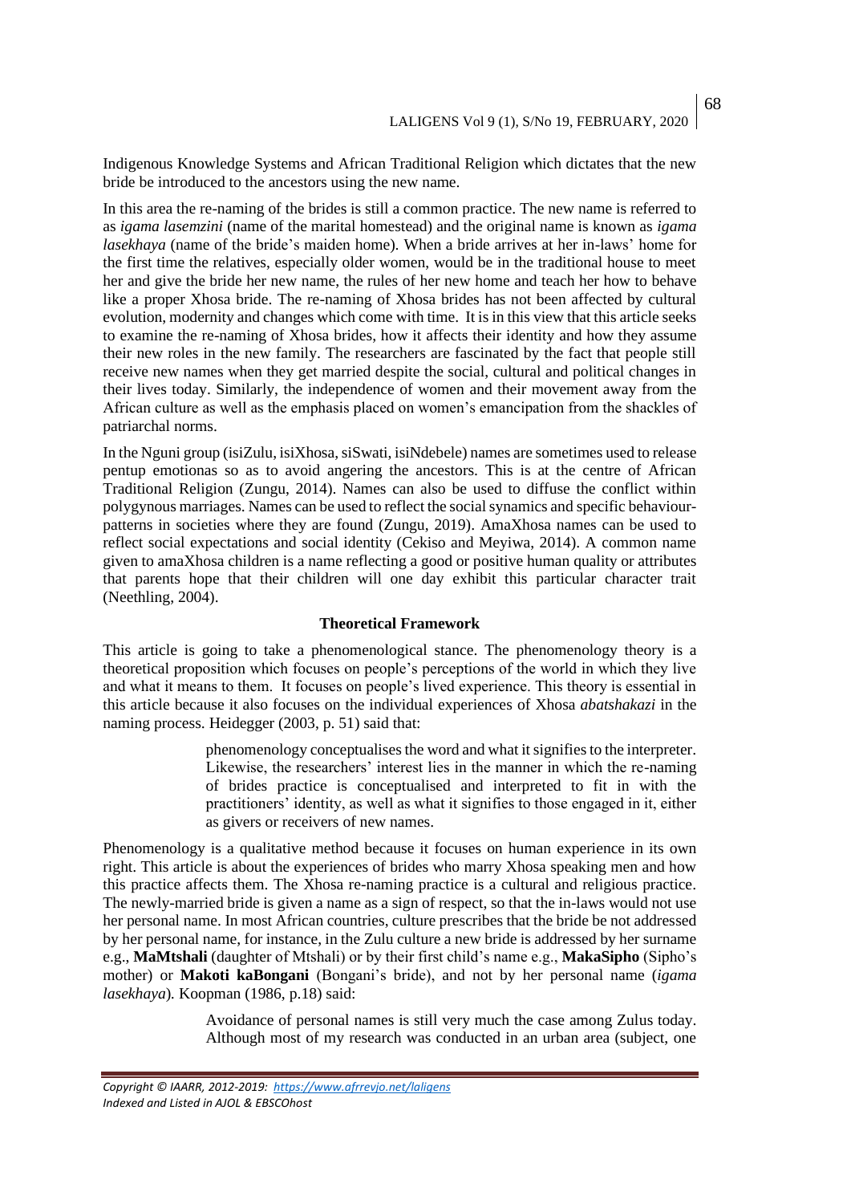Indigenous Knowledge Systems and African Traditional Religion which dictates that the new bride be introduced to the ancestors using the new name.

In this area the re-naming of the brides is still a common practice. The new name is referred to as *igama lasemzini* (name of the marital homestead) and the original name is known as *igama lasekhaya* (name of the bride's maiden home). When a bride arrives at her in-laws' home for the first time the relatives, especially older women, would be in the traditional house to meet her and give the bride her new name, the rules of her new home and teach her how to behave like a proper Xhosa bride. The re-naming of Xhosa brides has not been affected by cultural evolution, modernity and changes which come with time. It is in this view that this article seeks to examine the re-naming of Xhosa brides, how it affects their identity and how they assume their new roles in the new family. The researchers are fascinated by the fact that people still receive new names when they get married despite the social, cultural and political changes in their lives today. Similarly, the independence of women and their movement away from the African culture as well as the emphasis placed on women's emancipation from the shackles of patriarchal norms.

In the Nguni group (isiZulu, isiXhosa, siSwati, isiNdebele) names are sometimes used to release pentup emotionas so as to avoid angering the ancestors. This is at the centre of African Traditional Religion (Zungu, 2014). Names can also be used to diffuse the conflict within polygynous marriages. Names can be used to reflect the social synamics and specific behaviour-patterns in societies where they are found (Zungu, 2019). AmaXhosa names can be used to reflect social expectations and social identity (Cekiso and Meyiwa, 2014). A common name given to amaXhosa children is a name reflecting a good or positive human quality or attributes that parents hope that their children will one day exhibit this particular character trait (Neethling, 2004).

## Theoretical Framework

This article is going to take a phenomenological stance. The phenomenology theory is a theoretical proposition which focuses on people's perceptions of the world in which they live and what it means to them. It focuses on people's lived experience. This theory is essential in this article because it also focuses on the individual experiences of Xhosa *abatshakazi* in the naming process. Heidegger (2003, p. 51) said that:

> phenomenology conceptualises the word and what it signifies to the interpreter. Likewise, the researchers' interest lies in the manner in which the re-naming of brides practice is conceptualised and interpreted to fit in with the practitioners' identity, as well as what it signifies to those engaged in it, either as givers or receivers of new names.

Phenomenology is a qualitative method because it focuses on human experience in its own right. This article is about the experiences of brides who marry Xhosa speaking men and how this practice affects them. The Xhosa re-naming practice is a cultural and religious practice. The newly-married bride is given a name as a sign of respect, so that the in-laws would not use her personal name. In most African countries, culture prescribes that the bride be not addressed by her personal name, for instance, in the Zulu culture a new bride is addressed by her surname e.g., **MaMtshali** (daughter of Mtshali) or by their first child's name e.g., **MakaSipho** (Sipho's mother) or **Makoti kaBongani** (Bongani's bride), and not by her personal name (*igama lasekhaya*). Koopman (1986, p.18) said:

> Avoidance of personal names is still very much the case among Zulus today. Although most of my research was conducted in an urban area (subject, one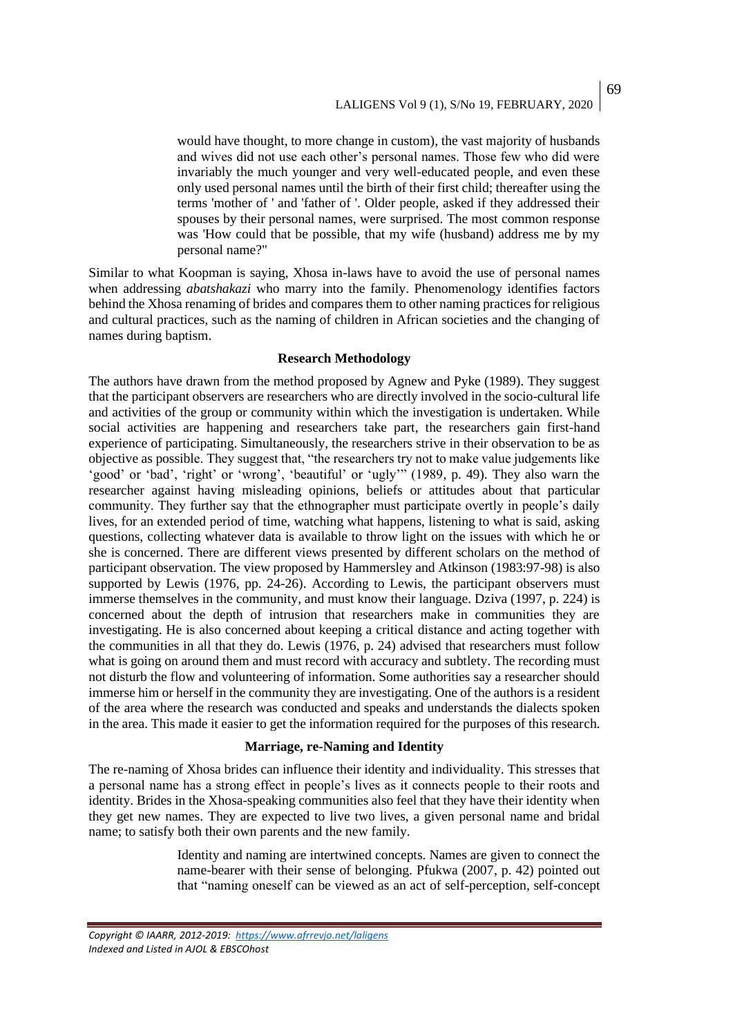> would have thought, to more change in custom), the vast majority of husbands and wives did not use each other's personal names. Those few who did were invariably the much younger and very well-educated people, and even these only used personal names until the birth of their first child; thereafter using the terms 'mother of ' and 'father of '. Older people, asked if they addressed their spouses by their personal names, were surprised. The most common response was 'How could that be possible, that my wife (husband) address me by my personal name?"

Similar to what Koopman is saying, Xhosa in-laws have to avoid the use of personal names when addressing *abatshakazi* who marry into the family. Phenomenology identifies factors behind the Xhosa renaming of brides and compares them to other naming practices for religious and cultural practices, such as the naming of children in African societies and the changing of names during baptism.

## Research Methodology

The authors have drawn from the method proposed by Agnew and Pyke (1989). They suggest that the participant observers are researchers who are directly involved in the socio-cultural life and activities of the group or community within which the investigation is undertaken. While social activities are happening and researchers take part, the researchers gain first-hand experience of participating. Simultaneously, the researchers strive in their observation to be as objective as possible. They suggest that, "the researchers try not to make value judgements like 'good' or 'bad', 'right' or 'wrong', 'beautiful' or 'ugly'" (1989, p. 49). They also warn the researcher against having misleading opinions, beliefs or attitudes about that particular community. They further say that the ethnographer must participate overtly in people's daily lives, for an extended period of time, watching what happens, listening to what is said, asking questions, collecting whatever data is available to throw light on the issues with which he or she is concerned. There are different views presented by different scholars on the method of participant observation. The view proposed by Hammersley and Atkinson (1983:97-98) is also supported by Lewis (1976, pp. 24-26). According to Lewis, the participant observers must immerse themselves in the community, and must know their language. Dziva (1997, p. 224) is concerned about the depth of intrusion that researchers make in communities they are investigating. He is also concerned about keeping a critical distance and acting together with the communities in all that they do. Lewis (1976, p. 24) advised that researchers must follow what is going on around them and must record with accuracy and subtlety. The recording must not disturb the flow and volunteering of information. Some authorities say a researcher should immerse him or herself in the community they are investigating. One of the authors is a resident of the area where the research was conducted and speaks and understands the dialects spoken in the area. This made it easier to get the information required for the purposes of this research.

## Marriage, re-Naming and Identity

The re-naming of Xhosa brides can influence their identity and individuality. This stresses that a personal name has a strong effect in people's lives as it connects people to their roots and identity. Brides in the Xhosa-speaking communities also feel that they have their identity when they get new names. They are expected to live two lives, a given personal name and bridal name; to satisfy both their own parents and the new family.

> Identity and naming are intertwined concepts. Names are given to connect the name-bearer with their sense of belonging. Pfukwa (2007, p. 42) pointed out that "naming oneself can be viewed as an act of self-perception, self-concept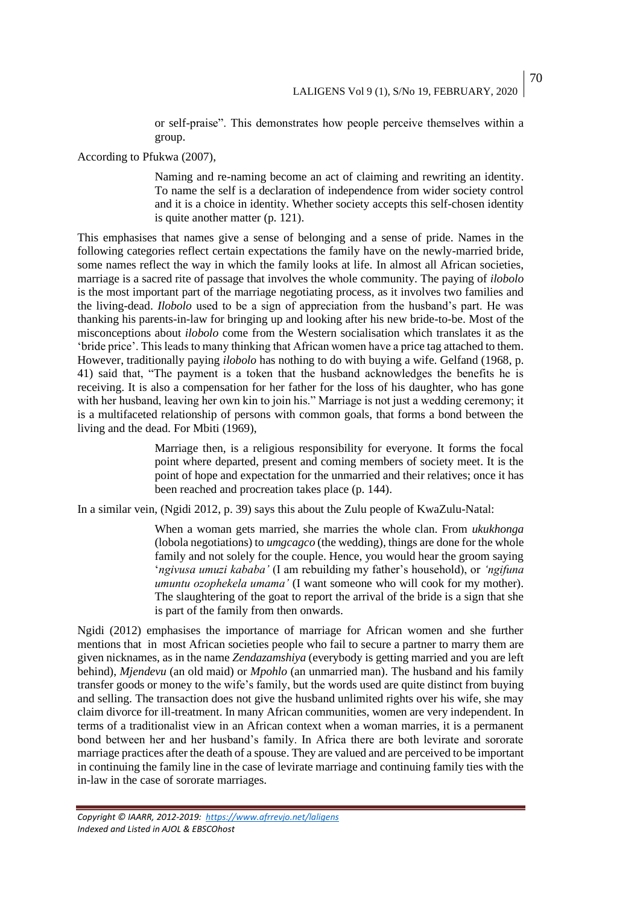or self-praise". This demonstrates how people perceive themselves within a group.

According to Pfukwa (2007),

> Naming and re-naming become an act of claiming and rewriting an identity. To name the self is a declaration of independence from wider society control and it is a choice in identity. Whether society accepts this self-chosen identity is quite another matter (p. 121).

This emphasises that names give a sense of belonging and a sense of pride. Names in the following categories reflect certain expectations the family have on the newly-married bride, some names reflect the way in which the family looks at life. In almost all African societies, marriage is a sacred rite of passage that involves the whole community. The paying of *ilobolo* is the most important part of the marriage negotiating process, as it involves two families and the living-dead. *Ilobolo* used to be a sign of appreciation from the husband's part. He was thanking his parents-in-law for bringing up and looking after his new bride-to-be. Most of the misconceptions about *ilobolo* come from the Western socialisation which translates it as the 'bride price'. This leads to many thinking that African women have a price tag attached to them. However, traditionally paying *ilobolo* has nothing to do with buying a wife. Gelfand (1968, p. 41) said that, "The payment is a token that the husband acknowledges the benefits he is receiving. It is also a compensation for her father for the loss of his daughter, who has gone with her husband, leaving her own kin to join his." Marriage is not just a wedding ceremony; it is a multifaceted relationship of persons with common goals, that forms a bond between the living and the dead. For Mbiti (1969),

> Marriage then, is a religious responsibility for everyone. It forms the focal point where departed, present and coming members of society meet. It is the point of hope and expectation for the unmarried and their relatives; once it has been reached and procreation takes place (p. 144).

In a similar vein, (Ngidi 2012, p. 39) says this about the Zulu people of KwaZulu-Natal:

> When a woman gets married, she marries the whole clan. From *ukukhonga* (lobola negotiations) to *umgcagco* (the wedding), things are done for the whole family and not solely for the couple. Hence, you would hear the groom saying '*ngivusa umuzi kababa'* (I am rebuilding my father's household), or *'ngifuna umuntu ozophekela umama'* (I want someone who will cook for my mother). The slaughtering of the goat to report the arrival of the bride is a sign that she is part of the family from then onwards.

Ngidi (2012) emphasises the importance of marriage for African women and she further mentions that in most African societies people who fail to secure a partner to marry them are given nicknames, as in the name *Zendazamshiya* (everybody is getting married and you are left behind), *Mjendevu* (an old maid) or *Mpohlo* (an unmarried man). The husband and his family transfer goods or money to the wife's family, but the words used are quite distinct from buying and selling. The transaction does not give the husband unlimited rights over his wife, she may claim divorce for ill-treatment. In many African communities, women are very independent. In terms of a traditionalist view in an African context when a woman marries, it is a permanent bond between her and her husband's family. In Africa there are both levirate and sororate marriage practices after the death of a spouse. They are valued and are perceived to be important in continuing the family line in the case of levirate marriage and continuing family ties with the in-law in the case of sororate marriages.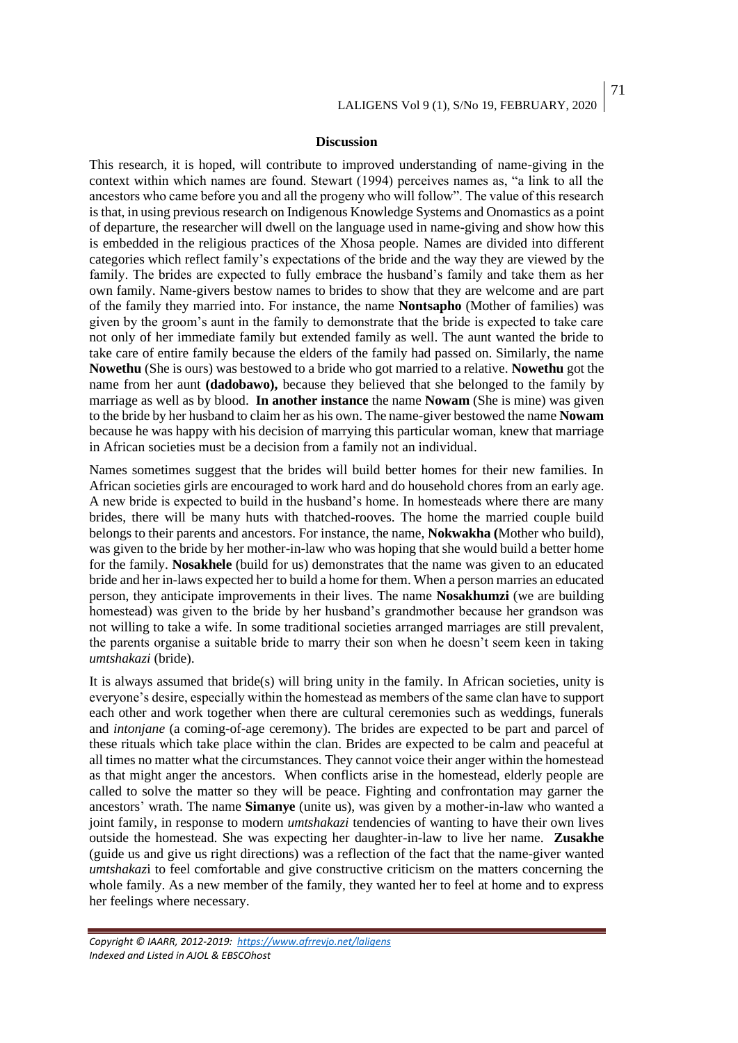## Discussion

This research, it is hoped, will contribute to improved understanding of name-giving in the context within which names are found. Stewart (1994) perceives names as, "a link to all the ancestors who came before you and all the progeny who will follow". The value of this research is that, in using previous research on Indigenous Knowledge Systems and Onomastics as a point of departure, the researcher will dwell on the language used in name-giving and show how this is embedded in the religious practices of the Xhosa people. Names are divided into different categories which reflect family's expectations of the bride and the way they are viewed by the family. The brides are expected to fully embrace the husband's family and take them as her own family. Name-givers bestow names to brides to show that they are welcome and are part of the family they married into. For instance, the name **Nontsapho** (Mother of families) was given by the groom's aunt in the family to demonstrate that the bride is expected to take care not only of her immediate family but extended family as well. The aunt wanted the bride to take care of entire family because the elders of the family had passed on. Similarly, the name **Nowethu** (She is ours) was bestowed to a bride who got married to a relative. **Nowethu** got the name from her aunt **(dadobawo),** because they believed that she belonged to the family by marriage as well as by blood. **In another instance** the name **Nowam** (She is mine) was given to the bride by her husband to claim her as his own. The name-giver bestowed the name **Nowam** because he was happy with his decision of marrying this particular woman, knew that marriage in African societies must be a decision from a family not an individual.

Names sometimes suggest that the brides will build better homes for their new families. In African societies girls are encouraged to work hard and do household chores from an early age. A new bride is expected to build in the husband's home. In homesteads where there are many brides, there will be many huts with thatched-rooves. The home the married couple build belongs to their parents and ancestors. For instance, the name, **Nokwakha (**Mother who build), was given to the bride by her mother-in-law who was hoping that she would build a better home for the family. **Nosakhele** (build for us) demonstrates that the name was given to an educated bride and her in-laws expected her to build a home for them. When a person marries an educated person, they anticipate improvements in their lives. The name **Nosakhumzi** (we are building homestead) was given to the bride by her husband's grandmother because her grandson was not willing to take a wife. In some traditional societies arranged marriages are still prevalent, the parents organise a suitable bride to marry their son when he doesn't seem keen in taking *umtshakazi* (bride).

It is always assumed that bride(s) will bring unity in the family. In African societies, unity is everyone's desire, especially within the homestead as members of the same clan have to support each other and work together when there are cultural ceremonies such as weddings, funerals and *intonjane* (a coming-of-age ceremony). The brides are expected to be part and parcel of these rituals which take place within the clan. Brides are expected to be calm and peaceful at all times no matter what the circumstances. They cannot voice their anger within the homestead as that might anger the ancestors. When conflicts arise in the homestead, elderly people are called to solve the matter so they will be peace. Fighting and confrontation may garner the ancestors' wrath. The name **Simanye** (unite us), was given by a mother-in-law who wanted a joint family, in response to modern *umtshakazi* tendencies of wanting to have their own lives outside the homestead. She was expecting her daughter-in-law to live her name. **Zusakhe** (guide us and give us right directions) was a reflection of the fact that the name-giver wanted *umtshakazi* to feel comfortable and give constructive criticism on the matters concerning the whole family. As a new member of the family, they wanted her to feel at home and to express her feelings where necessary.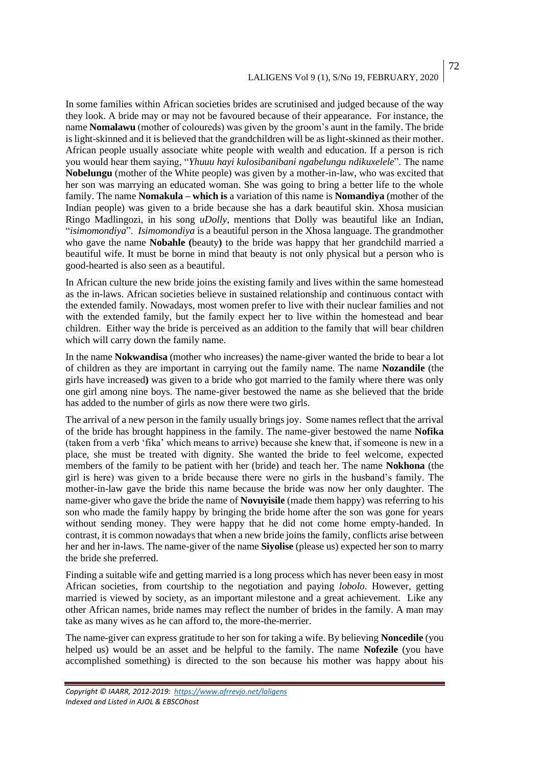In some families within African societies brides are scrutinised and judged because of the way they look. A bride may or may not be favoured because of their appearance. For instance, the name **Nomalawu** (mother of coloureds) was given by the groom's aunt in the family. The bride is light-skinned and it is believed that the grandchildren will be as light-skinned as their mother. African people usually associate white people with wealth and education. If a person is rich you would hear them saying, "*Yhuuu hayi kulosibanibani ngabelungu ndikuxelele*". The name **Nobelungu** (mother of the White people) was given by a mother-in-law, who was excited that her son was marrying an educated woman. She was going to bring a better life to the whole family. The name **Nomakula – which is** a variation of this name is **Nomandiya** (mother of the Indian people) was given to a bride because she has a dark beautiful skin. Xhosa musician Ringo Madlingozi, in his song *uDolly*, mentions that Dolly was beautiful like an Indian, "*isimomondiya*". *Isimomondiya* is a beautiful person in the Xhosa language. The grandmother who gave the name **Nobahle (**beauty**)** to the bride was happy that her grandchild married a beautiful wife. It must be borne in mind that beauty is not only physical but a person who is good-hearted is also seen as a beautiful.

In African culture the new bride joins the existing family and lives within the same homestead as the in-laws. African societies believe in sustained relationship and continuous contact with the extended family. Nowadays, most women prefer to live with their nuclear families and not with the extended family, but the family expect her to live within the homestead and bear children. Either way the bride is perceived as an addition to the family that will bear children which will carry down the family name.

In the name **Nokwandisa** (mother who increases) the name-giver wanted the bride to bear a lot of children as they are important in carrying out the family name. The name **Nozandile** (the girls have increased**)** was given to a bride who got married to the family where there was only one girl among nine boys. The name-giver bestowed the name as she believed that the bride has added to the number of girls as now there were two girls.

The arrival of a new person in the family usually brings joy. Some names reflect that the arrival of the bride has brought happiness in the family. The name-giver bestowed the name **Nofika** (taken from a verb 'fika' which means to arrive) because she knew that, if someone is new in a place, she must be treated with dignity. She wanted the bride to feel welcome, expected members of the family to be patient with her (bride) and teach her. The name **Nokhona** (the girl is here) was given to a bride because there were no girls in the husband's family. The mother-in-law gave the bride this name because the bride was now her only daughter. The name-giver who gave the bride the name of **Novuyisile** (made them happy) was referring to his son who made the family happy by bringing the bride home after the son was gone for years without sending money. They were happy that he did not come home empty-handed. In contrast, it is common nowadays that when a new bride joins the family, conflicts arise between her and her in-laws. The name-giver of the name **Siyolise** (please us) expected her son to marry the bride she preferred.

Finding a suitable wife and getting married is a long process which has never been easy in most African societies, from courtship to the negotiation and paying *lobolo*. However, getting married is viewed by society, as an important milestone and a great achievement. Like any other African names, bride names may reflect the number of brides in the family. A man may take as many wives as he can afford to, the more-the-merrier.

The name-giver can express gratitude to her son for taking a wife. By believing **Noncedile** (you helped us) would be an asset and be helpful to the family. The name **Nofezile** (you have accomplished something) is directed to the son because his mother was happy about his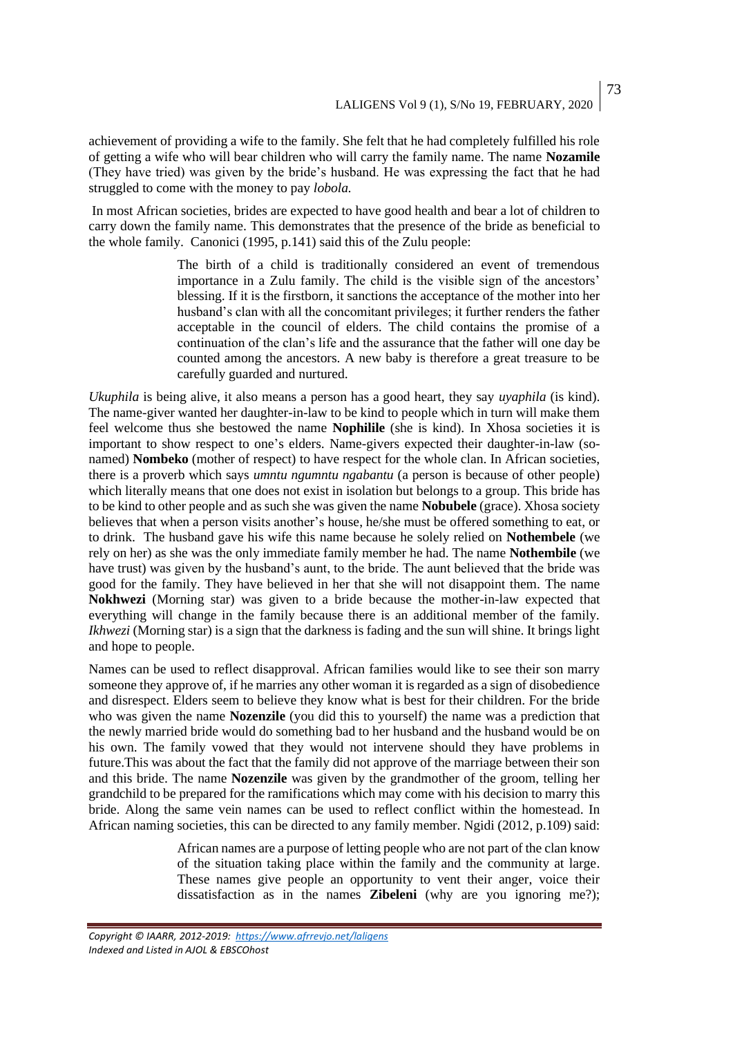achievement of providing a wife to the family. She felt that he had completely fulfilled his role of getting a wife who will bear children who will carry the family name. The name **Nozamile** (They have tried) was given by the bride's husband. He was expressing the fact that he had struggled to come with the money to pay *lobola.*

In most African societies, brides are expected to have good health and bear a lot of children to carry down the family name. This demonstrates that the presence of the bride as beneficial to the whole family. Canonici (1995, p.141) said this of the Zulu people:

> The birth of a child is traditionally considered an event of tremendous importance in a Zulu family. The child is the visible sign of the ancestors' blessing. If it is the firstborn, it sanctions the acceptance of the mother into her husband's clan with all the concomitant privileges; it further renders the father acceptable in the council of elders. The child contains the promise of a continuation of the clan's life and the assurance that the father will one day be counted among the ancestors. A new baby is therefore a great treasure to be carefully guarded and nurtured.

*Ukuphila* is being alive, it also means a person has a good heart, they say *uyaphila* (is kind). The name-giver wanted her daughter-in-law to be kind to people which in turn will make them feel welcome thus she bestowed the name **Nophilile** (she is kind). In Xhosa societies it is important to show respect to one's elders. Name-givers expected their daughter-in-law (so-named) **Nombeko** (mother of respect) to have respect for the whole clan. In African societies, there is a proverb which says *umntu ngumntu ngabantu* (a person is because of other people) which literally means that one does not exist in isolation but belongs to a group. This bride has to be kind to other people and as such she was given the name **Nobubele** (grace). Xhosa society believes that when a person visits another's house, he/she must be offered something to eat, or to drink. The husband gave his wife this name because he solely relied on **Nothembele** (we rely on her) as she was the only immediate family member he had. The name **Nothembile** (we have trust) was given by the husband's aunt, to the bride. The aunt believed that the bride was good for the family. They have believed in her that she will not disappoint them. The name **Nokhwezi** (Morning star) was given to a bride because the mother-in-law expected that everything will change in the family because there is an additional member of the family. *Ikhwezi* (Morning star) is a sign that the darkness is fading and the sun will shine. It brings light and hope to people.

Names can be used to reflect disapproval. African families would like to see their son marry someone they approve of, if he marries any other woman it is regarded as a sign of disobedience and disrespect. Elders seem to believe they know what is best for their children. For the bride who was given the name **Nozenzile** (you did this to yourself) the name was a prediction that the newly married bride would do something bad to her husband and the husband would be on his own. The family vowed that they would not intervene should they have problems in future.This was about the fact that the family did not approve of the marriage between their son and this bride. The name **Nozenzile** was given by the grandmother of the groom, telling her grandchild to be prepared for the ramifications which may come with his decision to marry this bride. Along the same vein names can be used to reflect conflict within the homestead. In African naming societies, this can be directed to any family member. Ngidi (2012, p.109) said:

> African names are a purpose of letting people who are not part of the clan know of the situation taking place within the family and the community at large. These names give people an opportunity to vent their anger, voice their dissatisfaction as in the names **Zibeleni** (why are you ignoring me?);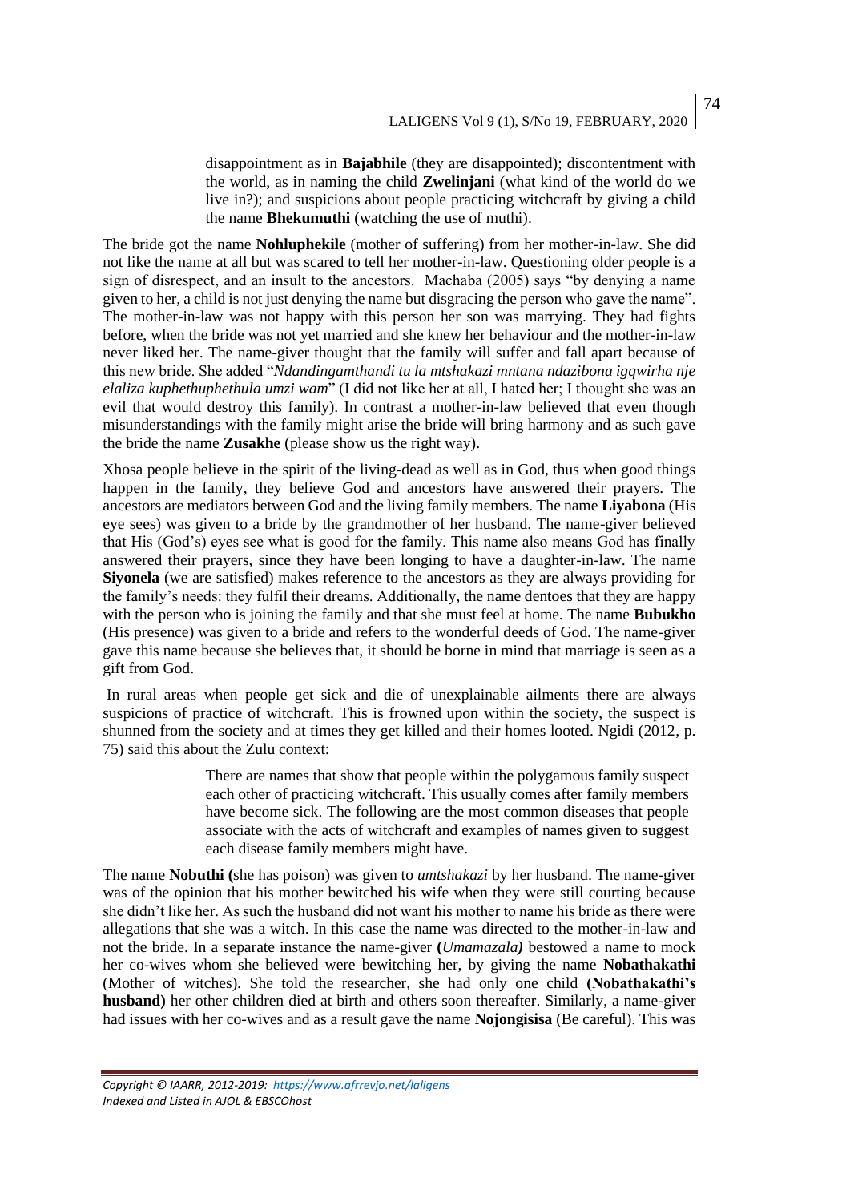> disappointment as in **Bajabhile** (they are disappointed); discontentment with the world, as in naming the child **Zwelinjani** (what kind of the world do we live in?); and suspicions about people practicing witchcraft by giving a child the name **Bhekumuthi** (watching the use of muthi).

The bride got the name **Nohluphekile** (mother of suffering) from her mother-in-law. She did not like the name at all but was scared to tell her mother-in-law. Questioning older people is a sign of disrespect, and an insult to the ancestors. Machaba (2005) says "by denying a name given to her, a child is not just denying the name but disgracing the person who gave the name". The mother-in-law was not happy with this person her son was marrying. They had fights before, when the bride was not yet married and she knew her behaviour and the mother-in-law never liked her. The name-giver thought that the family will suffer and fall apart because of this new bride. She added "*Ndandingamthandi tu la mtshakazi mntana ndazibona igqwirha nje elaliza kuphethuphethula umzi wam*" (I did not like her at all, I hated her; I thought she was an evil that would destroy this family). In contrast a mother-in-law believed that even though misunderstandings with the family might arise the bride will bring harmony and as such gave the bride the name **Zusakhe** (please show us the right way).

Xhosa people believe in the spirit of the living-dead as well as in God, thus when good things happen in the family, they believe God and ancestors have answered their prayers. The ancestors are mediators between God and the living family members. The name **Liyabona** (His eye sees) was given to a bride by the grandmother of her husband. The name-giver believed that His (God's) eyes see what is good for the family. This name also means God has finally answered their prayers, since they have been longing to have a daughter-in-law. The name **Siyonela** (we are satisfied) makes reference to the ancestors as they are always providing for the family's needs: they fulfil their dreams. Additionally, the name dentoes that they are happy with the person who is joining the family and that she must feel at home. The name **Bubukho** (His presence) was given to a bride and refers to the wonderful deeds of God. The name-giver gave this name because she believes that, it should be borne in mind that marriage is seen as a gift from God.

In rural areas when people get sick and die of unexplainable ailments there are always suspicions of practice of witchcraft. This is frowned upon within the society, the suspect is shunned from the society and at times they get killed and their homes looted. Ngidi (2012, p. 75) said this about the Zulu context:

> There are names that show that people within the polygamous family suspect each other of practicing witchcraft. This usually comes after family members have become sick. The following are the most common diseases that people associate with the acts of witchcraft and examples of names given to suggest each disease family members might have.

The name **Nobuthi (**she has poison) was given to *umtshakazi* by her husband. The name-giver was of the opinion that his mother bewitched his wife when they were still courting because she didn't like her. As such the husband did not want his mother to name his bride as there were allegations that she was a witch. In this case the name was directed to the mother-in-law and not the bride. In a separate instance the name-giver **(***Umamazala)* bestowed a name to mock her co-wives whom she believed were bewitching her, by giving the name **Nobathakathi** (Mother of witches). She told the researcher, she had only one child **(Nobathakathi's husband)** her other children died at birth and others soon thereafter. Similarly, a name-giver had issues with her co-wives and as a result gave the name **Nojongisisa** (Be careful). This was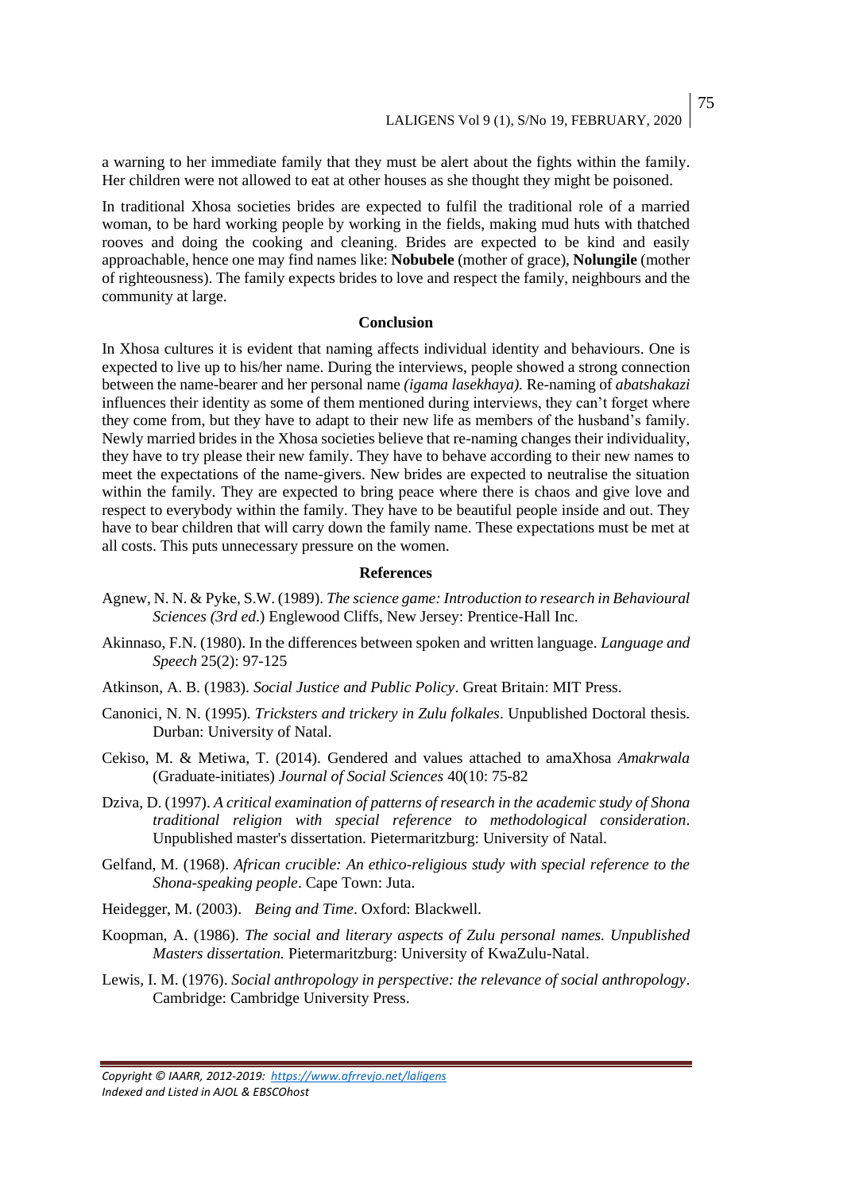a warning to her immediate family that they must be alert about the fights within the family. Her children were not allowed to eat at other houses as she thought they might be poisoned.

In traditional Xhosa societies brides are expected to fulfil the traditional role of a married woman, to be hard working people by working in the fields, making mud huts with thatched rooves and doing the cooking and cleaning. Brides are expected to be kind and easily approachable, hence one may find names like: **Nobubele** (mother of grace), **Nolungile** (mother of righteousness). The family expects brides to love and respect the family, neighbours and the community at large.

## Conclusion

In Xhosa cultures it is evident that naming affects individual identity and behaviours. One is expected to live up to his/her name. During the interviews, people showed a strong connection between the name-bearer and her personal name *(igama lasekhaya).* Re-naming of *abatshakazi* influences their identity as some of them mentioned during interviews, they can't forget where they come from, but they have to adapt to their new life as members of the husband's family. Newly married brides in the Xhosa societies believe that re-naming changes their individuality, they have to try please their new family. They have to behave according to their new names to meet the expectations of the name-givers. New brides are expected to neutralise the situation within the family. They are expected to bring peace where there is chaos and give love and respect to everybody within the family. They have to be beautiful people inside and out. They have to bear children that will carry down the family name. These expectations must be met at all costs. This puts unnecessary pressure on the women.

## References

Agnew, N. N. & Pyke, S.W. (1989). *The science game: Introduction to research in Behavioural Sciences (3rd ed.*) Englewood Cliffs, New Jersey: Prentice-Hall Inc.

Akinnaso, F.N. (1980). In the differences between spoken and written language. *Language and Speech* 25(2): 97-125

Atkinson, A. B. (1983). *Social Justice and Public Policy*. Great Britain: MIT Press.

Canonici, N. N. (1995). *Tricksters and trickery in Zulu folkales*. Unpublished Doctoral thesis. Durban: University of Natal.

Cekiso, M. & Metiwa, T. (2014). Gendered and values attached to amaXhosa *Amakrwala* (Graduate-initiates) *Journal of Social Sciences* 40(10: 75-82

Dziva, D. (1997). *A critical examination of patterns of research in the academic study of Shona traditional religion with special reference to methodological consideration*. Unpublished master's dissertation. Pietermaritzburg: University of Natal.

Gelfand, M. (1968). *African crucible: An ethico-religious study with special reference to the Shona-speaking people*. Cape Town: Juta.

Heidegger, M. (2003). *Being and Time*. Oxford: Blackwell.

Koopman, A. (1986). *The social and literary aspects of Zulu personal names. Unpublished Masters dissertation.* Pietermaritzburg: University of KwaZulu-Natal.

Lewis, I. M. (1976). *Social anthropology in perspective: the relevance of social anthropology*. Cambridge: Cambridge University Press.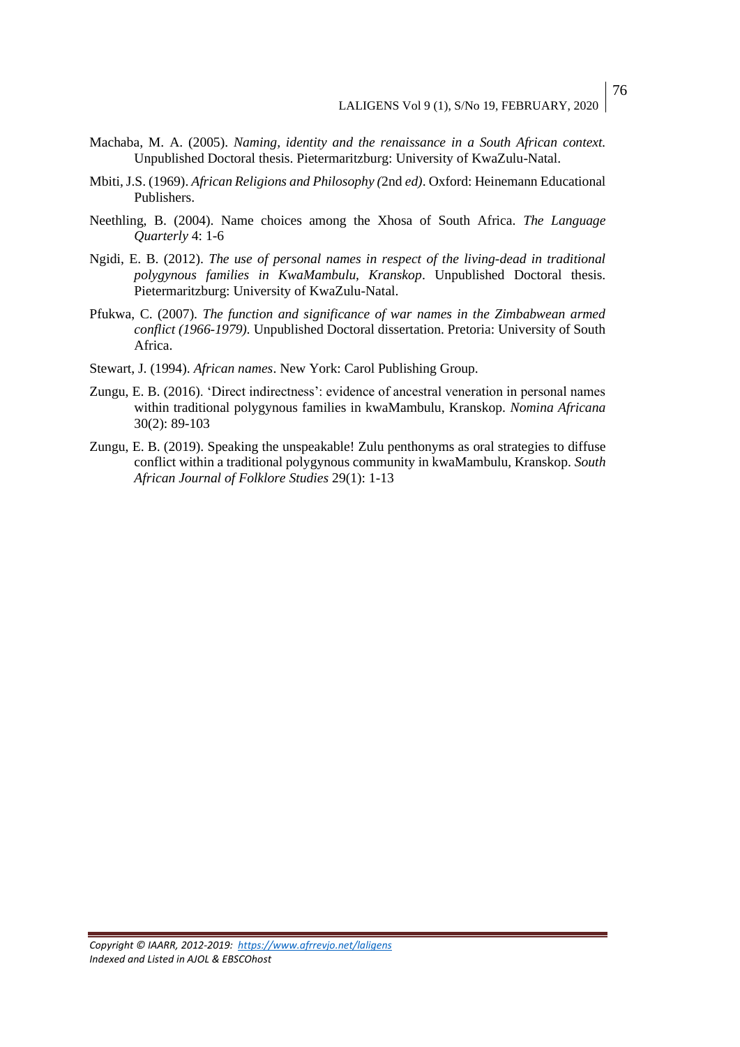Machaba, M. A. (2005). *Naming, identity and the renaissance in a South African context.* Unpublished Doctoral thesis. Pietermaritzburg: University of KwaZulu-Natal.

Mbiti, J.S. (1969). *African Religions and Philosophy (*2nd *ed)*. Oxford: Heinemann Educational Publishers.

Neethling, B. (2004). Name choices among the Xhosa of South Africa. *The Language Quarterly* 4: 1-6

Ngidi, E. B. (2012). *The use of personal names in respect of the living-dead in traditional polygynous families in KwaMambulu, Kranskop*. Unpublished Doctoral thesis. Pietermaritzburg: University of KwaZulu-Natal.

Pfukwa, C. (2007). *The function and significance of war names in the Zimbabwean armed conflict (1966-1979).* Unpublished Doctoral dissertation. Pretoria: University of South Africa.

Stewart, J. (1994). *African names*. New York: Carol Publishing Group.

Zungu, E. B. (2016). 'Direct indirectness': evidence of ancestral veneration in personal names within traditional polygynous families in kwaMambulu, Kranskop. *Nomina Africana* 30(2): 89-103

Zungu, E. B. (2019). Speaking the unspeakable! Zulu penthonyms as oral strategies to diffuse conflict within a traditional polygynous community in kwaMambulu, Kranskop. *South African Journal of Folklore Studies* 29(1): 1-13